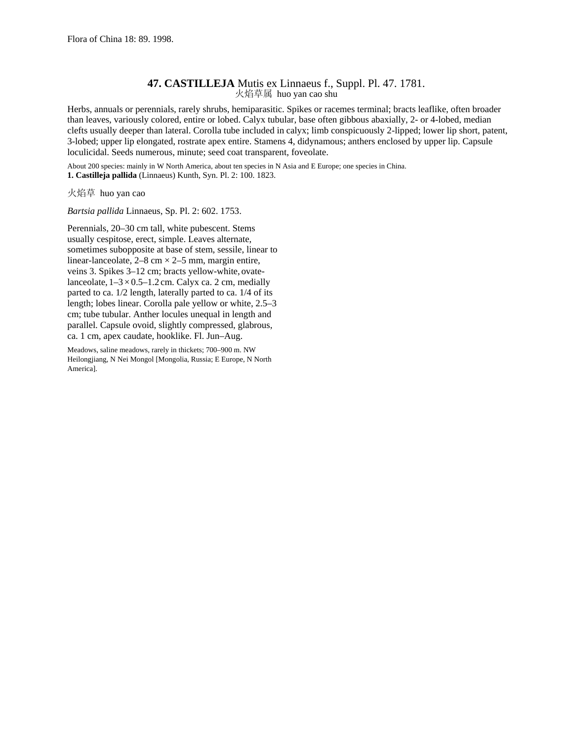Flora of China 18: 89. 1998.

## 47. **CASTILLEJA** Mutis ex Linnaeus f., Suppl. Pl. 47. 1781.

火焰草属 huo yan cao shu

Herbs, annuals or perennials, rarely shrubs, hemiparasitic. Spikes or racemes terminal; bracts leaflike, often broader than leaves, variously colored, entire or lobed. Calyx tubular, base often gibbous abaxially, 2- or 4-lobed, median clefts usually deeper than lateral. Corolla tube included in calyx; limb conspicuously 2-lipped; lower lip short, patent, 3-lobed; upper lip elongated, rostrate apex entire. Stamens 4, didynamous; anthers enclosed by upper lip. Capsule loculicidal. Seeds numerous, minute; seed coat transparent, foveolate.

About 200 species: mainly in W North America, about ten species in N Asia and E Europe; one species in China.

**1. Castilleja pallida** (Linnaeus) Kunth, Syn. Pl. 2: 100. 1823.

火焰草 huo yan cao

*Bartsia pallida* Linnaeus, Sp. Pl. 2: 602. 1753.

Perennials, 20–30 cm tall, white pubescent. Stems usually cespitose, erect, simple. Leaves alternate, sometimes subopposite at base of stem, sessile, linear to linear-lanceolate, 2–8 cm × 2–5 mm, margin entire, veins 3. Spikes 3–12 cm; bracts yellow-white, ovate-lanceolate, 1–3 × 0.5–1.2 cm. Calyx ca. 2 cm, medially parted to ca. 1/2 length, laterally parted to ca. 1/4 of its length; lobes linear. Corolla pale yellow or white, 2.5–3 cm; tube tubular. Anther locules unequal in length and parallel. Capsule ovoid, slightly compressed, glabrous, ca. 1 cm, apex caudate, hooklike. Fl. Jun–Aug.

Meadows, saline meadows, rarely in thickets; 700–900 m. NW Heilongjiang, N Nei Mongol [Mongolia, Russia; E Europe, N North America].